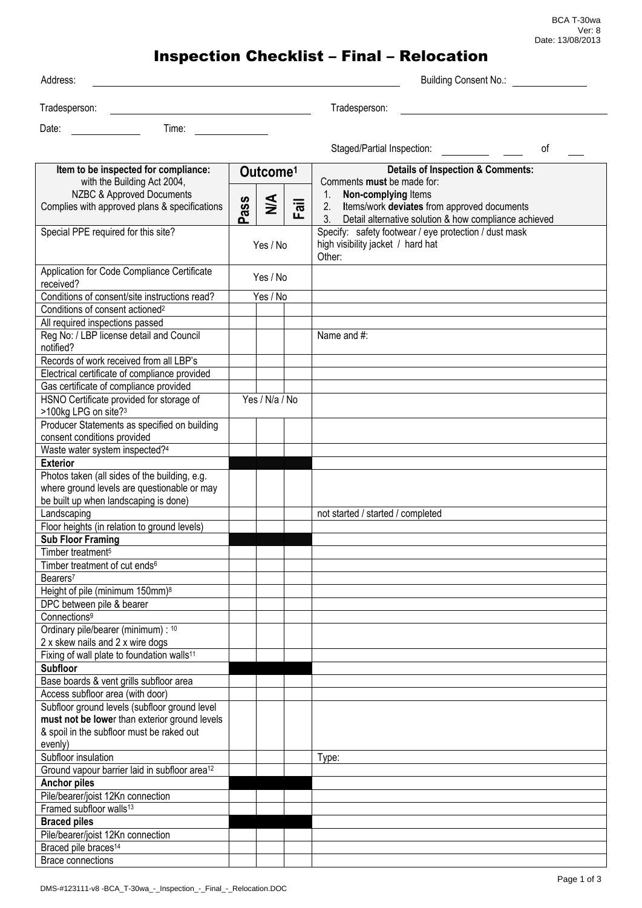BCA T-30wa
Ver: 8
Date: 13/08/2013

# Inspection Checklist – Final – Relocation

Address: ______________________________ Building Consent No.: ______________

Tradesperson: ______________________________ Tradesperson: ______________________________

Date: ____________ Time: ____________

Staged/Partial Inspection: ________ ____ of ____

| Item to be inspected for compliance: with the Building Act 2004, NZBC & Approved Documents Complies with approved plans & specifications | Outcome[1] | | | Details of Inspection & Comments: Comments **must** be made for: 1. **Non-complying** Items 2. Items/work **deviates** from approved documents 3. Detail alternative solution & how compliance achieved |
|---|---|---|---|---|
| | Pass | N/A | Fail | |
| Special PPE required for this site? | Yes / No | | | Specify: safety footwear / eye protection / dust mask high visibility jacket / hard hat Other: |
| Application for Code Compliance Certificate received? | Yes / No | | | |
| Conditions of consent/site instructions read? | Yes / No | | | |
| Conditions of consent actioned[2] | | | | |
| All required inspections passed | | | | |
| Reg No: / LBP license detail and Council notified? | | | | Name and #: |
| Records of work received from all LBP's | | | | |
| Electrical certificate of compliance provided | | | | |
| Gas certificate of compliance provided | | | | |
| HSNO Certificate provided for storage of >100kg LPG on site?[3] | Yes / N/a / No | | | |
| Producer Statements as specified on building consent conditions provided | | | | |
| Waste water system inspected?[4] | | | | |
| **Exterior** | | | | |
| Photos taken (all sides of the building, e.g. where ground levels are questionable or may be built up when landscaping is done) | | | | |
| Landscaping | | | | not started / started / completed |
| Floor heights (in relation to ground levels) | | | | |
| **Sub Floor Framing** | | | | |
| Timber treatment[5] | | | | |
| Timber treatment of cut ends[6] | | | | |
| Bearers[7] | | | | |
| Height of pile (minimum 150mm)[8] | | | | |
| DPC between pile & bearer | | | | |
| Connections[9] | | | | |
| Ordinary pile/bearer (minimum) : [10] 2 x skew nails and 2 x wire dogs | | | | |
| Fixing of wall plate to foundation walls[11] | | | | |
| **Subfloor** | | | | |
| Base boards & vent grills subfloor area | | | | |
| Access subfloor area (with door) | | | | |
| Subfloor ground levels (subfloor ground level **must not be lowe**r than exterior ground levels & spoil in the subfloor must be raked out evenly) | | | | |
| Subfloor insulation | | | | Type: |
| Ground vapour barrier laid in subfloor area[12] | | | | |
| **Anchor piles** | | | | |
| Pile/bearer/joist 12Kn connection | | | | |
| Framed subfloor walls[13] | | | | |
| **Braced piles** | | | | |
| Pile/bearer/joist 12Kn connection | | | | |
| Braced pile braces[14] | | | | |
| Brace connections | | | | |

DMS-#123111-v8 -BCA_T-30wa_-_Inspection_-_Final_-_Relocation.DOC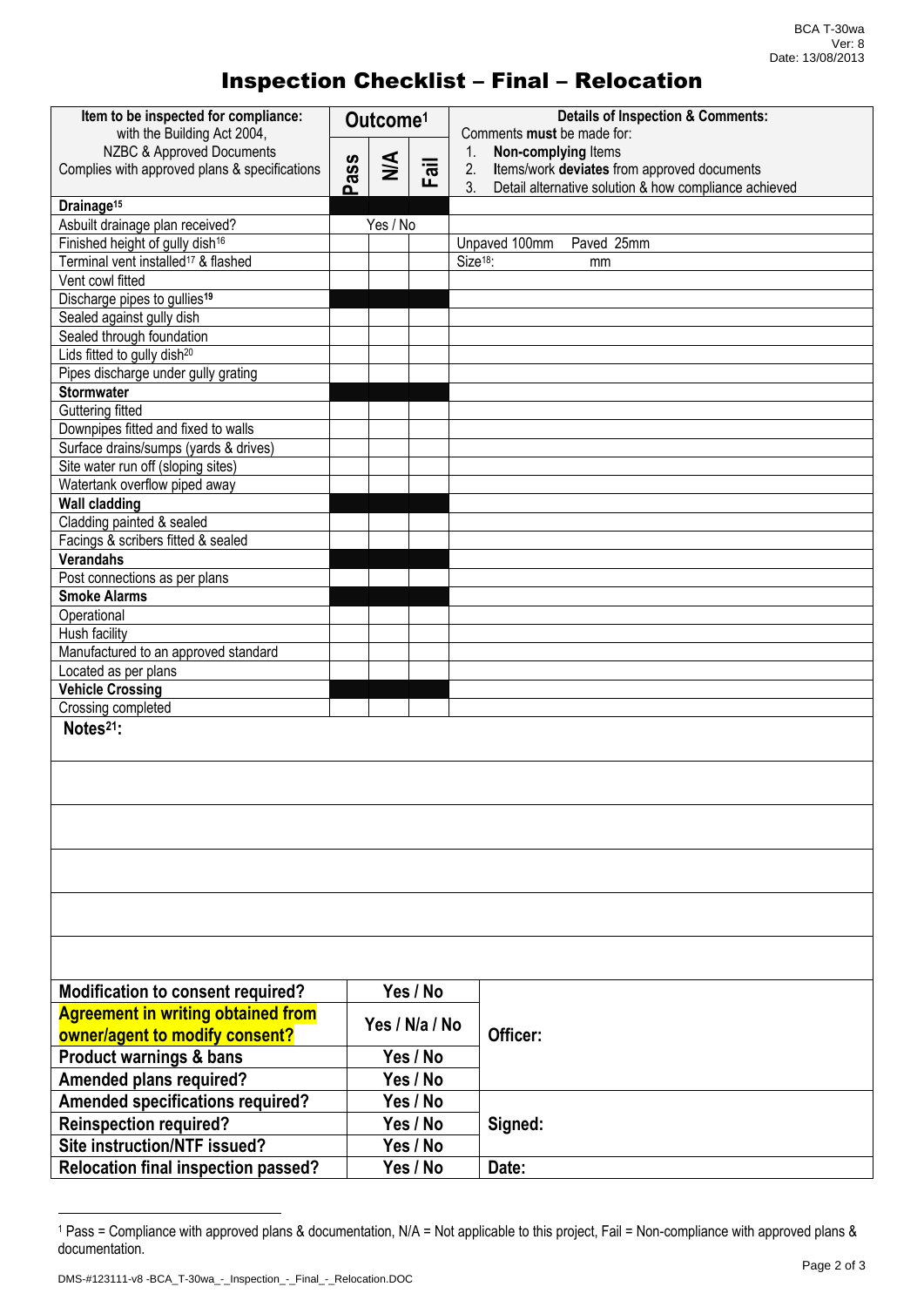# Inspection Checklist – Final – Relocation

| Item to be inspected for compliance: with the Building Act 2004, NZBC & Approved Documents Complies with approved plans & specifications | Outcome[1] | | | Details of Inspection & Comments: Comments **must** be made for: 1. **Non-complying** Items 2. Items/work **deviates** from approved documents 3. Detail alternative solution & how compliance achieved |
|---|---|---|---|---|
| | Pass | N/A | Fail | |
| **Drainage[15]** | | | | |
| Asbuilt drainage plan received? | Yes / No | | | |
| Finished height of gully dish[16] | | | | Unpaved 100mm Paved 25mm |
| Terminal vent installed[17] & flashed | | | | Size[18]: mm |
| Vent cowl fitted | | | | |
| Discharge pipes to gullies[19] | | | | |
| Sealed against gully dish | | | | |
| Sealed through foundation | | | | |
| Lids fitted to gully dish[20] | | | | |
| Pipes discharge under gully grating | | | | |
| **Stormwater** | | | | |
| Guttering fitted | | | | |
| Downpipes fitted and fixed to walls | | | | |
| Surface drains/sumps (yards & drives) | | | | |
| Site water run off (sloping sites) | | | | |
| Watertank overflow piped away | | | | |
| **Wall cladding** | | | | |
| Cladding painted & sealed | | | | |
| Facings & scribers fitted & sealed | | | | |
| **Verandahs** | | | | |
| Post connections as per plans | | | | |
| **Smoke Alarms** | | | | |
| Operational | | | | |
| Hush facility | | | | |
| Manufactured to an approved standard | | | | |
| Located as per plans | | | | |
| **Vehicle Crossing** | | | | |
| Crossing completed | | | | |

**Notes[21]:**

| | | |
|---|---|---|
| **Modification to consent required?** | **Yes / No** | **Officer:** |
| **Agreement in writing obtained from owner/agent to modify consent?** | **Yes / N/a / No** | |
| **Product warnings & bans** | **Yes / No** | |
| **Amended plans required?** | **Yes / No** | **Signed:** |
| **Amended specifications required?** | **Yes / No** | |
| **Reinspection required?** | **Yes / No** | |
| **Site instruction/NTF issued?** | **Yes / No** | |
| **Relocation final inspection passed?** | **Yes / No** | **Date:** |

[1] Pass = Compliance with approved plans & documentation, N/A = Not applicable to this project, Fail = Non-compliance with approved plans & documentation.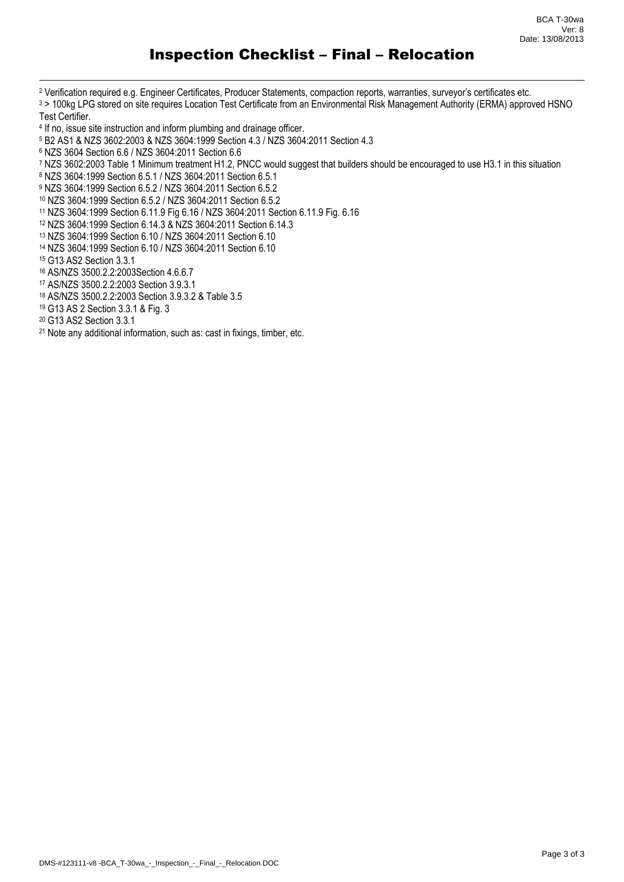# Inspection Checklist – Final – Relocation

[2] Verification required e.g. Engineer Certificates, Producer Statements, compaction reports, warranties, surveyor's certificates etc.

[3] > 100kg LPG stored on site requires Location Test Certificate from an Environmental Risk Management Authority (ERMA) approved HSNO Test Certifier.

[4] If no, issue site instruction and inform plumbing and drainage officer.

[5] B2 AS1 & NZS 3602:2003 & NZS 3604:1999 Section 4.3 / NZS 3604:2011 Section 4.3

[6] NZS 3604 Section 6.6 / NZS 3604:2011 Section 6.6

[7] NZS 3602:2003 Table 1 Minimum treatment H1.2, PNCC would suggest that builders should be encouraged to use H3.1 in this situation

[8] NZS 3604:1999 Section 6.5.1 / NZS 3604:2011 Section 6.5.1

[9] NZS 3604:1999 Section 6.5.2 / NZS 3604:2011 Section 6.5.2

[10] NZS 3604:1999 Section 6.5.2 / NZS 3604:2011 Section 6.5.2

[11] NZS 3604:1999 Section 6.11.9 Fig 6.16 / NZS 3604:2011 Section 6.11.9 Fig. 6.16

[12] NZS 3604:1999 Section 6.14.3 & NZS 3604:2011 Section 6.14.3

[13] NZS 3604:1999 Section 6.10 / NZS 3604:2011 Section 6.10

[14] NZS 3604:1999 Section 6.10 / NZS 3604:2011 Section 6.10

[15] G13 AS2 Section 3.3.1

[16] AS/NZS 3500.2.2:2003Section 4.6.6.7

[17] AS/NZS 3500.2.2:2003 Section 3.9.3.1

[18] AS/NZS 3500.2.2:2003 Section 3.9.3.2 & Table 3.5

[19] G13 AS 2 Section 3.3.1 & Fig. 3

[20] G13 AS2 Section 3.3.1

[21] Note any additional information, such as: cast in fixings, timber, etc.